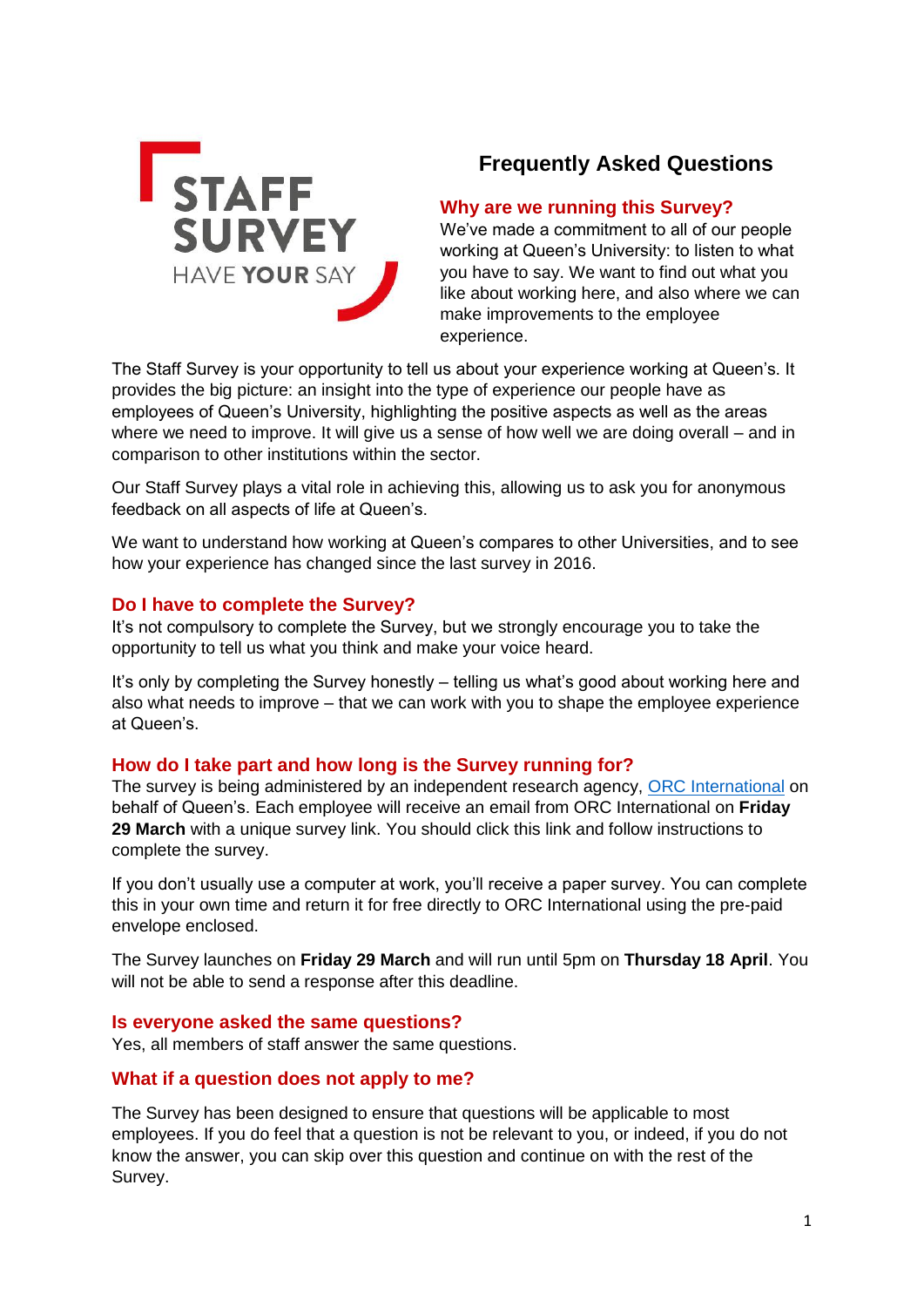STAFF SURVEY

HAVE **YOUR** SAY

# Frequently Asked Questions

## Why are we running this Survey?

We've made a commitment to all of our people working at Queen's University: to listen to what you have to say. We want to find out what you like about working here, and also where we can make improvements to the employee experience.

The Staff Survey is your opportunity to tell us about your experience working at Queen's. It provides the big picture: an insight into the type of experience our people have as employees of Queen's University, highlighting the positive aspects as well as the areas where we need to improve. It will give us a sense of how well we are doing overall – and in comparison to other institutions within the sector.

Our Staff Survey plays a vital role in achieving this, allowing us to ask you for anonymous feedback on all aspects of life at Queen's.

We want to understand how working at Queen's compares to other Universities, and to see how your experience has changed since the last survey in 2016.

## Do I have to complete the Survey?

It's not compulsory to complete the Survey, but we strongly encourage you to take the opportunity to tell us what you think and make your voice heard.

It's only by completing the Survey honestly – telling us what's good about working here and also what needs to improve – that we can work with you to shape the employee experience at Queen's.

## How do I take part and how long is the Survey running for?

The survey is being administered by an independent research agency, ORC International on behalf of Queen's. Each employee will receive an email from ORC International on **Friday 29 March** with a unique survey link. You should click this link and follow instructions to complete the survey.

If you don't usually use a computer at work, you'll receive a paper survey. You can complete this in your own time and return it for free directly to ORC International using the pre-paid envelope enclosed.

The Survey launches on **Friday 29 March** and will run until 5pm on **Thursday 18 April**. You will not be able to send a response after this deadline.

## Is everyone asked the same questions?

Yes, all members of staff answer the same questions.

## What if a question does not apply to me?

The Survey has been designed to ensure that questions will be applicable to most employees. If you do feel that a question is not be relevant to you, or indeed, if you do not know the answer, you can skip over this question and continue on with the rest of the Survey.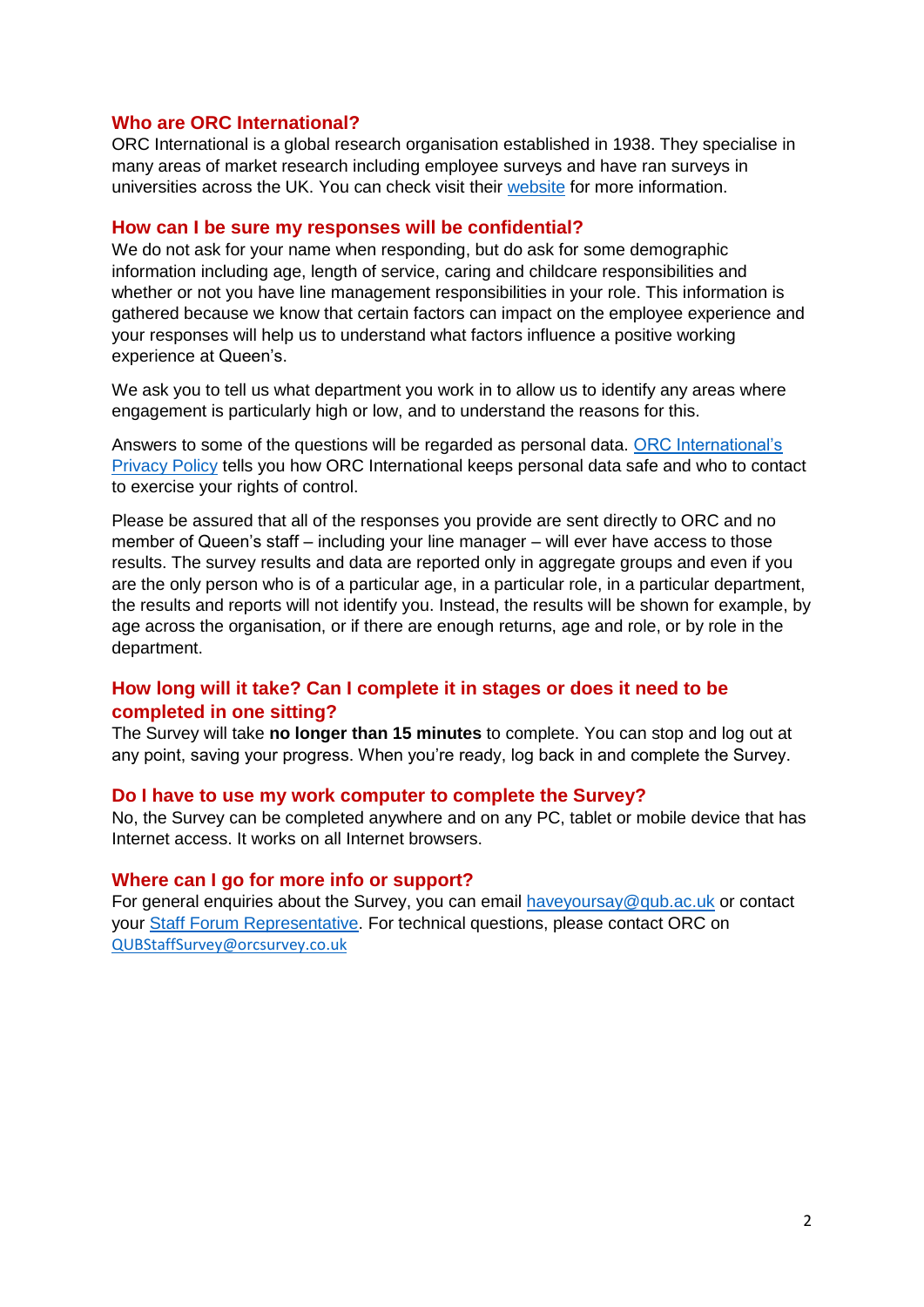## Who are ORC International?

ORC International is a global research organisation established in 1938. They specialise in many areas of market research including employee surveys and have ran surveys in universities across the UK. You can check visit their website for more information.

## How can I be sure my responses will be confidential?

We do not ask for your name when responding, but do ask for some demographic information including age, length of service, caring and childcare responsibilities and whether or not you have line management responsibilities in your role. This information is gathered because we know that certain factors can impact on the employee experience and your responses will help us to understand what factors influence a positive working experience at Queen's.

We ask you to tell us what department you work in to allow us to identify any areas where engagement is particularly high or low, and to understand the reasons for this.

Answers to some of the questions will be regarded as personal data. ORC International's Privacy Policy tells you how ORC International keeps personal data safe and who to contact to exercise your rights of control.

Please be assured that all of the responses you provide are sent directly to ORC and no member of Queen's staff – including your line manager – will ever have access to those results. The survey results and data are reported only in aggregate groups and even if you are the only person who is of a particular age, in a particular role, in a particular department, the results and reports will not identify you. Instead, the results will be shown for example, by age across the organisation, or if there are enough returns, age and role, or by role in the department.

## How long will it take? Can I complete it in stages or does it need to be completed in one sitting?

The Survey will take **no longer than 15 minutes** to complete. You can stop and log out at any point, saving your progress. When you're ready, log back in and complete the Survey.

## Do I have to use my work computer to complete the Survey?

No, the Survey can be completed anywhere and on any PC, tablet or mobile device that has Internet access. It works on all Internet browsers.

## Where can I go for more info or support?

For general enquiries about the Survey, you can email haveyoursay@qub.ac.uk or contact your Staff Forum Representative. For technical questions, please contact ORC on QUBStaffSurvey@orcsurvey.co.uk